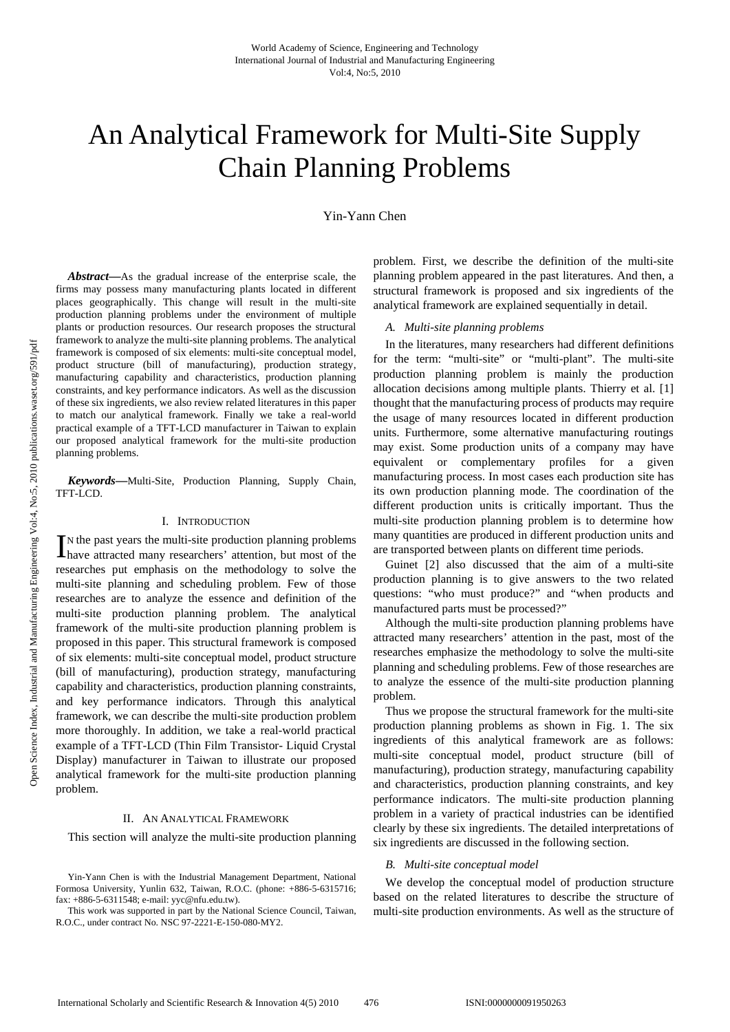# An Analytical Framework for Multi-Site Supply Chain Planning Problems

Yin-Yann Chen

***Abstract*—**As the gradual increase of the enterprise scale, the firms may possess many manufacturing plants located in different places geographically. This change will result in the multi-site production planning problems under the environment of multiple plants or production resources. Our research proposes the structural framework to analyze the multi-site planning problems. The analytical framework is composed of six elements: multi-site conceptual model, product structure (bill of manufacturing), production strategy, manufacturing capability and characteristics, production planning constraints, and key performance indicators. As well as the discussion of these six ingredients, we also review related literatures in this paper to match our analytical framework. Finally we take a real-world practical example of a TFT-LCD manufacturer in Taiwan to explain our proposed analytical framework for the multi-site production planning problems.

***Keywords*—**Multi-Site, Production Planning, Supply Chain, TFT-LCD.

## I. Introduction

In the past years the multi-site production planning problems have attracted many researchers' attention, but most of the researches put emphasis on the methodology to solve the multi-site planning and scheduling problem. Few of those researches are to analyze the essence and definition of the multi-site production planning problem. The analytical framework of the multi-site production planning problem is proposed in this paper. This structural framework is composed of six elements: multi-site conceptual model, product structure (bill of manufacturing), production strategy, manufacturing capability and characteristics, production planning constraints, and key performance indicators. Through this analytical framework, we can describe the multi-site production problem more thoroughly. In addition, we take a real-world practical example of a TFT-LCD (Thin Film Transistor- Liquid Crystal Display) manufacturer in Taiwan to illustrate our proposed analytical framework for the multi-site production planning problem.

## II. An Analytical Framework

This section will analyze the multi-site production planning problem. First, we describe the definition of the multi-site planning problem appeared in the past literatures. And then, a structural framework is proposed and six ingredients of the analytical framework are explained sequentially in detail.

### *A. Multi-site planning problems*

In the literatures, many researchers had different definitions for the term: "multi-site" or "multi-plant". The multi-site production planning problem is mainly the production allocation decisions among multiple plants. Thierry et al. [1] thought that the manufacturing process of products may require the usage of many resources located in different production units. Furthermore, some alternative manufacturing routings may exist. Some production units of a company may have equivalent or complementary profiles for a given manufacturing process. In most cases each production site has its own production planning mode. The coordination of the different production units is critically important. Thus the multi-site production planning problem is to determine how many quantities are produced in different production units and are transported between plants on different time periods.

Guinet [2] also discussed that the aim of a multi-site production planning is to give answers to the two related questions: "who must produce?" and "when products and manufactured parts must be processed?"

Although the multi-site production planning problems have attracted many researchers' attention in the past, most of the researches emphasize the methodology to solve the multi-site planning and scheduling problems. Few of those researches are to analyze the essence of the multi-site production planning problem.

Thus we propose the structural framework for the multi-site production planning problems as shown in Fig. 1. The six ingredients of this analytical framework are as follows: multi-site conceptual model, product structure (bill of manufacturing), production strategy, manufacturing capability and characteristics, production planning constraints, and key performance indicators. The multi-site production planning problem in a variety of practical industries can be identified clearly by these six ingredients. The detailed interpretations of six ingredients are discussed in the following section.

### *B. Multi-site conceptual model*

We develop the conceptual model of production structure based on the related literatures to describe the structure of multi-site production environments. As well as the structure of

Yin-Yann Chen is with the Industrial Management Department, National Formosa University, Yunlin 632, Taiwan, R.O.C. (phone: +886-5-6315716; fax: +886-5-6311548; e-mail: yyc@nfu.edu.tw).

This work was supported in part by the National Science Council, Taiwan, R.O.C., under contract No. NSC 97-2221-E-150-080-MY2.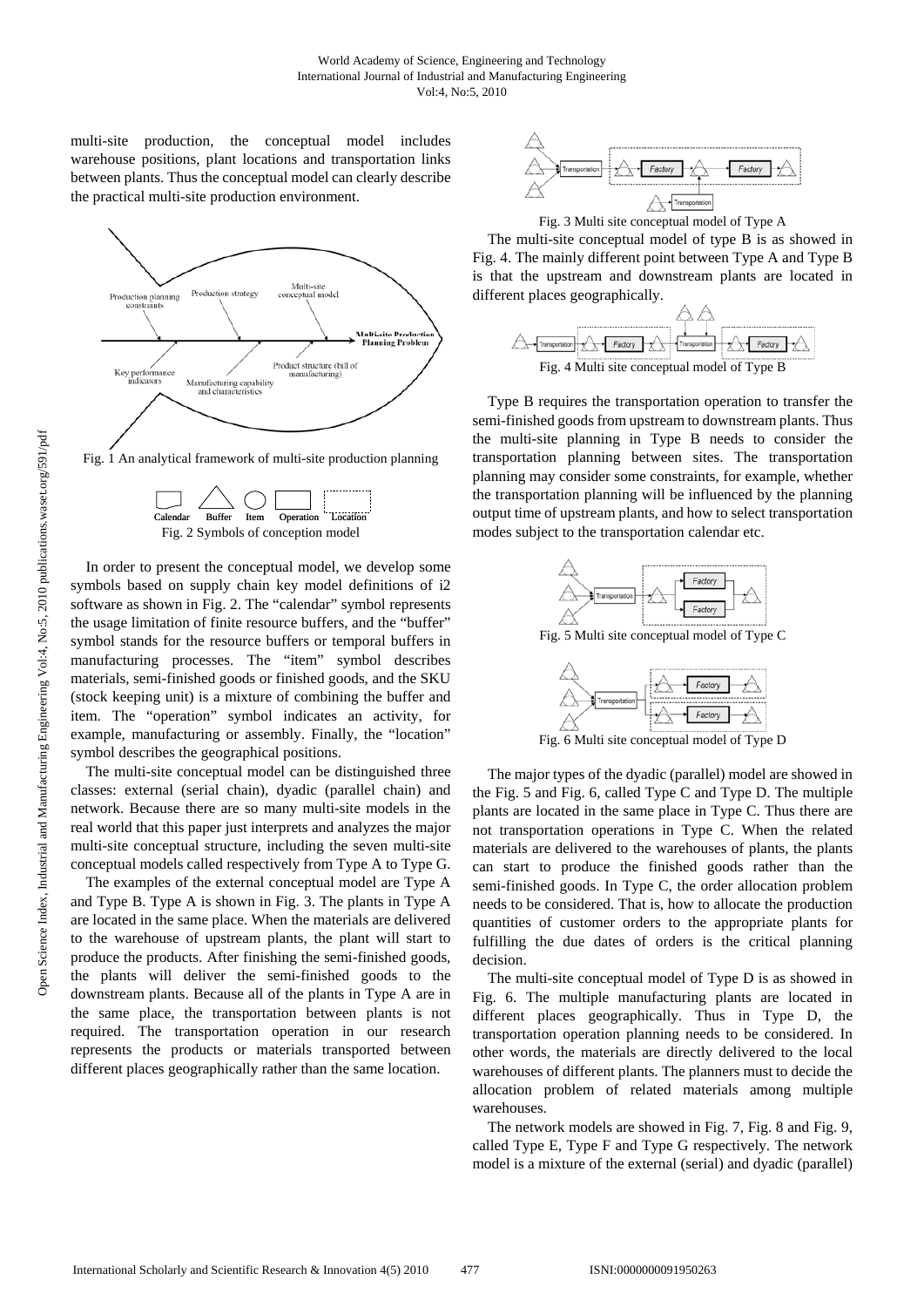multi-site production, the conceptual model includes warehouse positions, plant locations and transportation links between plants. Thus the conceptual model can clearly describe the practical multi-site production environment.

Fig. 1 An analytical framework of multi-site production planning

Fig. 2 Symbols of conception model

In order to present the conceptual model, we develop some symbols based on supply chain key model definitions of i2 software as shown in Fig. 2. The "calendar" symbol represents the usage limitation of finite resource buffers, and the "buffer" symbol stands for the resource buffers or temporal buffers in manufacturing processes. The "item" symbol describes materials, semi-finished goods or finished goods, and the SKU (stock keeping unit) is a mixture of combining the buffer and item. The "operation" symbol indicates an activity, for example, manufacturing or assembly. Finally, the "location" symbol describes the geographical positions.

The multi-site conceptual model can be distinguished three classes: external (serial chain), dyadic (parallel chain) and network. Because there are so many multi-site models in the real world that this paper just interprets and analyzes the major multi-site conceptual structure, including the seven multi-site conceptual models called respectively from Type A to Type G.

The examples of the external conceptual model are Type A and Type B. Type A is shown in Fig. 3. The plants in Type A are located in the same place. When the materials are delivered to the warehouse of upstream plants, the plant will start to produce the products. After finishing the semi-finished goods, the plants will deliver the semi-finished goods to the downstream plants. Because all of the plants in Type A are in the same place, the transportation between plants is not required. The transportation operation in our research represents the products or materials transported between different places geographically rather than the same location.

Fig. 3 Multi site conceptual model of Type A

The multi-site conceptual model of type B is as showed in Fig. 4. The mainly different point between Type A and Type B is that the upstream and downstream plants are located in different places geographically.

Fig. 4 Multi site conceptual model of Type B

Type B requires the transportation operation to transfer the semi-finished goods from upstream to downstream plants. Thus the multi-site planning in Type B needs to consider the transportation planning between sites. The transportation planning may consider some constraints, for example, whether the transportation planning will be influenced by the planning output time of upstream plants, and how to select transportation modes subject to the transportation calendar etc.

Fig. 5 Multi site conceptual model of Type C

Fig. 6 Multi site conceptual model of Type D

The major types of the dyadic (parallel) model are showed in the Fig. 5 and Fig. 6, called Type C and Type D. The multiple plants are located in the same place in Type C. Thus there are not transportation operations in Type C. When the related materials are delivered to the warehouses of plants, the plants can start to produce the finished goods rather than the semi-finished goods. In Type C, the order allocation problem needs to be considered. That is, how to allocate the production quantities of customer orders to the appropriate plants for fulfilling the due dates of orders is the critical planning decision.

The multi-site conceptual model of Type D is as showed in Fig. 6. The multiple manufacturing plants are located in different places geographically. Thus in Type D, the transportation operation planning needs to be considered. In other words, the materials are directly delivered to the local warehouses of different plants. The planners must to decide the allocation problem of related materials among multiple warehouses.

The network models are showed in Fig. 7, Fig. 8 and Fig. 9, called Type E, Type F and Type G respectively. The network model is a mixture of the external (serial) and dyadic (parallel)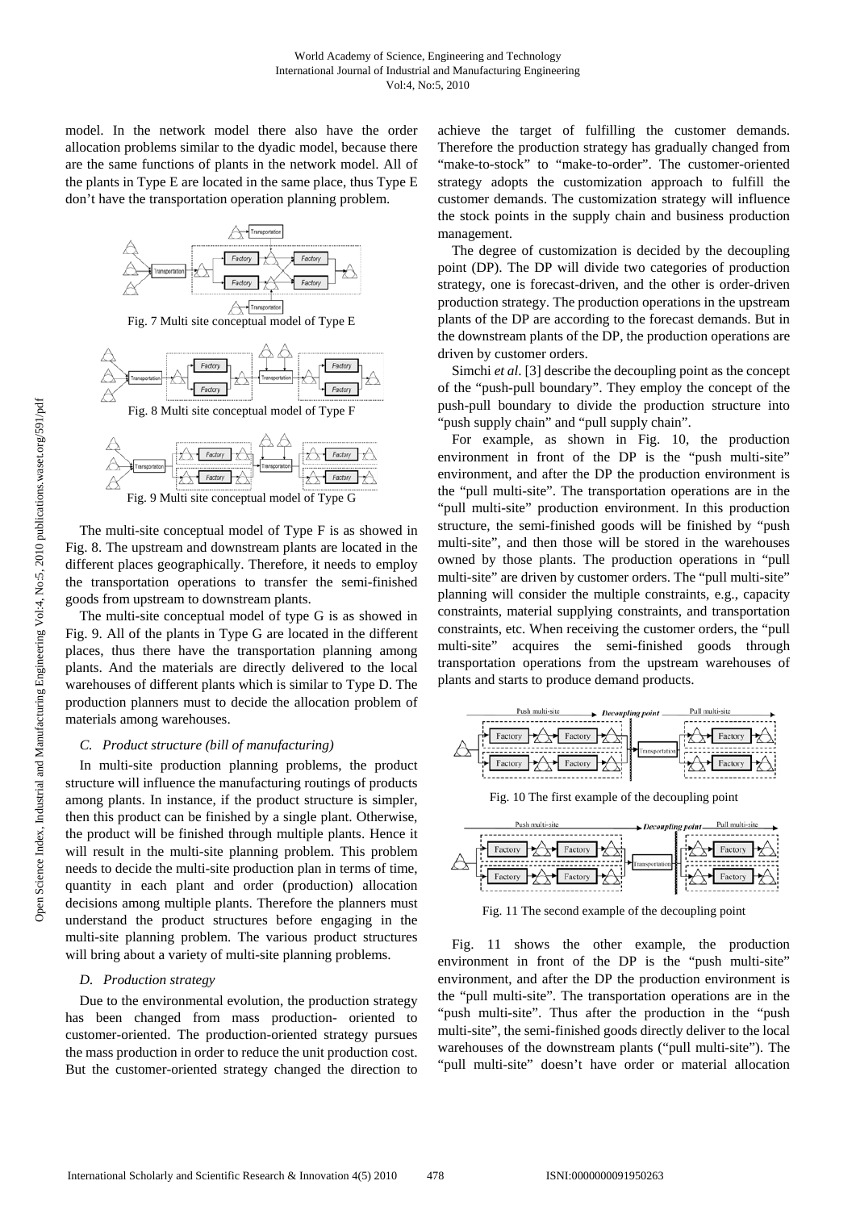model. In the network model there also have the order allocation problems similar to the dyadic model, because there are the same functions of plants in the network model. All of the plants in Type E are located in the same place, thus Type E don't have the transportation operation planning problem.

Fig. 7 Multi site conceptual model of Type E

Fig. 8 Multi site conceptual model of Type F

Fig. 9 Multi site conceptual model of Type G

The multi-site conceptual model of Type F is as showed in Fig. 8. The upstream and downstream plants are located in the different places geographically. Therefore, it needs to employ the transportation operations to transfer the semi-finished goods from upstream to downstream plants.

The multi-site conceptual model of type G is as showed in Fig. 9. All of the plants in Type G are located in the different places, thus there have the transportation planning among plants. And the materials are directly delivered to the local warehouses of different plants which is similar to Type D. The production planners must to decide the allocation problem of materials among warehouses.

### *C. Product structure (bill of manufacturing)*

In multi-site production planning problems, the product structure will influence the manufacturing routings of products among plants. In instance, if the product structure is simpler, then this product can be finished by a single plant. Otherwise, the product will be finished through multiple plants. Hence it will result in the multi-site planning problem. This problem needs to decide the multi-site production plan in terms of time, quantity in each plant and order (production) allocation decisions among multiple plants. Therefore the planners must understand the product structures before engaging in the multi-site planning problem. The various product structures will bring about a variety of multi-site planning problems.

### *D. Production strategy*

Due to the environmental evolution, the production strategy has been changed from mass production- oriented to customer-oriented. The production-oriented strategy pursues the mass production in order to reduce the unit production cost. But the customer-oriented strategy changed the direction to achieve the target of fulfilling the customer demands. Therefore the production strategy has gradually changed from "make-to-stock" to "make-to-order". The customer-oriented strategy adopts the customization approach to fulfill the customer demands. The customization strategy will influence the stock points in the supply chain and business production management.

The degree of customization is decided by the decoupling point (DP). The DP will divide two categories of production strategy, one is forecast-driven, and the other is order-driven production strategy. The production operations in the upstream plants of the DP are according to the forecast demands. But in the downstream plants of the DP, the production operations are driven by customer orders.

Simchi *et al*. [3] describe the decoupling point as the concept of the "push-pull boundary". They employ the concept of the push-pull boundary to divide the production structure into "push supply chain" and "pull supply chain".

For example, as shown in Fig. 10, the production environment in front of the DP is the "push multi-site" environment, and after the DP the production environment is the "pull multi-site". The transportation operations are in the "pull multi-site" production environment. In this production structure, the semi-finished goods will be finished by "push multi-site", and then those will be stored in the warehouses owned by those plants. The production operations in "pull multi-site" are driven by customer orders. The "pull multi-site" planning will consider the multiple constraints, e.g., capacity constraints, material supplying constraints, and transportation constraints, etc. When receiving the customer orders, the "pull multi-site" acquires the semi-finished goods through transportation operations from the upstream warehouses of plants and starts to produce demand products.

Fig. 10 The first example of the decoupling point

Fig. 11 The second example of the decoupling point

Fig. 11 shows the other example, the production environment in front of the DP is the "push multi-site" environment, and after the DP the production environment is the "pull multi-site". The transportation operations are in the "push multi-site". Thus after the production in the "push multi-site", the semi-finished goods directly deliver to the local warehouses of the downstream plants ("pull multi-site"). The "pull multi-site" doesn't have order or material allocation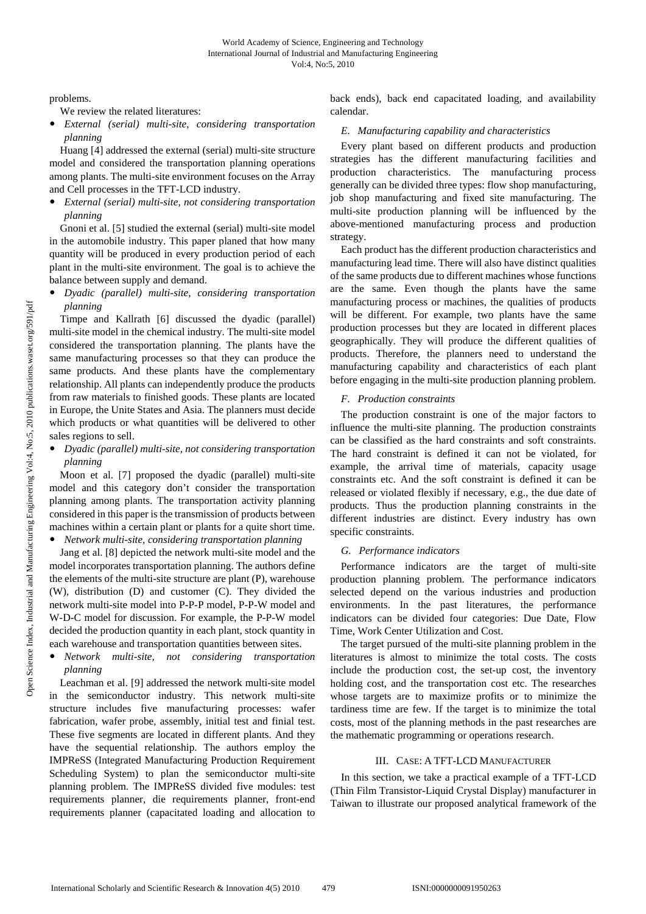problems.

We review the related literatures:

- *External (serial) multi-site, considering transportation planning*

Huang [4] addressed the external (serial) multi-site structure model and considered the transportation planning operations among plants. The multi-site environment focuses on the Array and Cell processes in the TFT-LCD industry.

- *External (serial) multi-site, not considering transportation planning*

Gnoni et al. [5] studied the external (serial) multi-site model in the automobile industry. This paper planed that how many quantity will be produced in every production period of each plant in the multi-site environment. The goal is to achieve the balance between supply and demand.

- *Dyadic (parallel) multi-site, considering transportation planning*

Timpe and Kallrath [6] discussed the dyadic (parallel) multi-site model in the chemical industry. The multi-site model considered the transportation planning. The plants have the same manufacturing processes so that they can produce the same products. And these plants have the complementary relationship. All plants can independently produce the products from raw materials to finished goods. These plants are located in Europe, the Unite States and Asia. The planners must decide which products or what quantities will be delivered to other sales regions to sell.

- *Dyadic (parallel) multi-site, not considering transportation planning*

Moon et al. [7] proposed the dyadic (parallel) multi-site model and this category don't consider the transportation planning among plants. The transportation activity planning considered in this paper is the transmission of products between machines within a certain plant or plants for a quite short time.

- *Network multi-site, considering transportation planning*

Jang et al. [8] depicted the network multi-site model and the model incorporates transportation planning. The authors define the elements of the multi-site structure are plant (P), warehouse (W), distribution (D) and customer (C). They divided the network multi-site model into P-P-P model, P-P-W model and W-D-C model for discussion. For example, the P-P-W model decided the production quantity in each plant, stock quantity in each warehouse and transportation quantities between sites.

- *Network multi-site, not considering transportation planning*

Leachman et al. [9] addressed the network multi-site model in the semiconductor industry. This network multi-site structure includes five manufacturing processes: wafer fabrication, wafer probe, assembly, initial test and finial test. These five segments are located in different plants. And they have the sequential relationship. The authors employ the IMPReSS (Integrated Manufacturing Production Requirement Scheduling System) to plan the semiconductor multi-site planning problem. The IMPReSS divided five modules: test requirements planner, die requirements planner, front-end requirements planner (capacitated loading and allocation to back ends), back end capacitated loading, and availability calendar.

### *E. Manufacturing capability and characteristics*

Every plant based on different products and production strategies has the different manufacturing facilities and production characteristics. The manufacturing process generally can be divided three types: flow shop manufacturing, job shop manufacturing and fixed site manufacturing. The multi-site production planning will be influenced by the above-mentioned manufacturing process and production strategy.

Each product has the different production characteristics and manufacturing lead time. There will also have distinct qualities of the same products due to different machines whose functions are the same. Even though the plants have the same manufacturing process or machines, the qualities of products will be different. For example, two plants have the same production processes but they are located in different places geographically. They will produce the different qualities of products. Therefore, the planners need to understand the manufacturing capability and characteristics of each plant before engaging in the multi-site production planning problem.

### *F. Production constraints*

The production constraint is one of the major factors to influence the multi-site planning. The production constraints can be classified as the hard constraints and soft constraints. The hard constraint is defined it can not be violated, for example, the arrival time of materials, capacity usage constraints etc. And the soft constraint is defined it can be released or violated flexibly if necessary, e.g., the due date of products. Thus the production planning constraints in the different industries are distinct. Every industry has own specific constraints.

### *G. Performance indicators*

Performance indicators are the target of multi-site production planning problem. The performance indicators selected depend on the various industries and production environments. In the past literatures, the performance indicators can be divided four categories: Due Date, Flow Time, Work Center Utilization and Cost.

The target pursued of the multi-site planning problem in the literatures is almost to minimize the total costs. The costs include the production cost, the set-up cost, the inventory holding cost, and the transportation cost etc. The researches whose targets are to maximize profits or to minimize the tardiness time are few. If the target is to minimize the total costs, most of the planning methods in the past researches are the mathematic programming or operations research.

## III. Case: A TFT-LCD Manufacturer

In this section, we take a practical example of a TFT-LCD (Thin Film Transistor-Liquid Crystal Display) manufacturer in Taiwan to illustrate our proposed analytical framework of the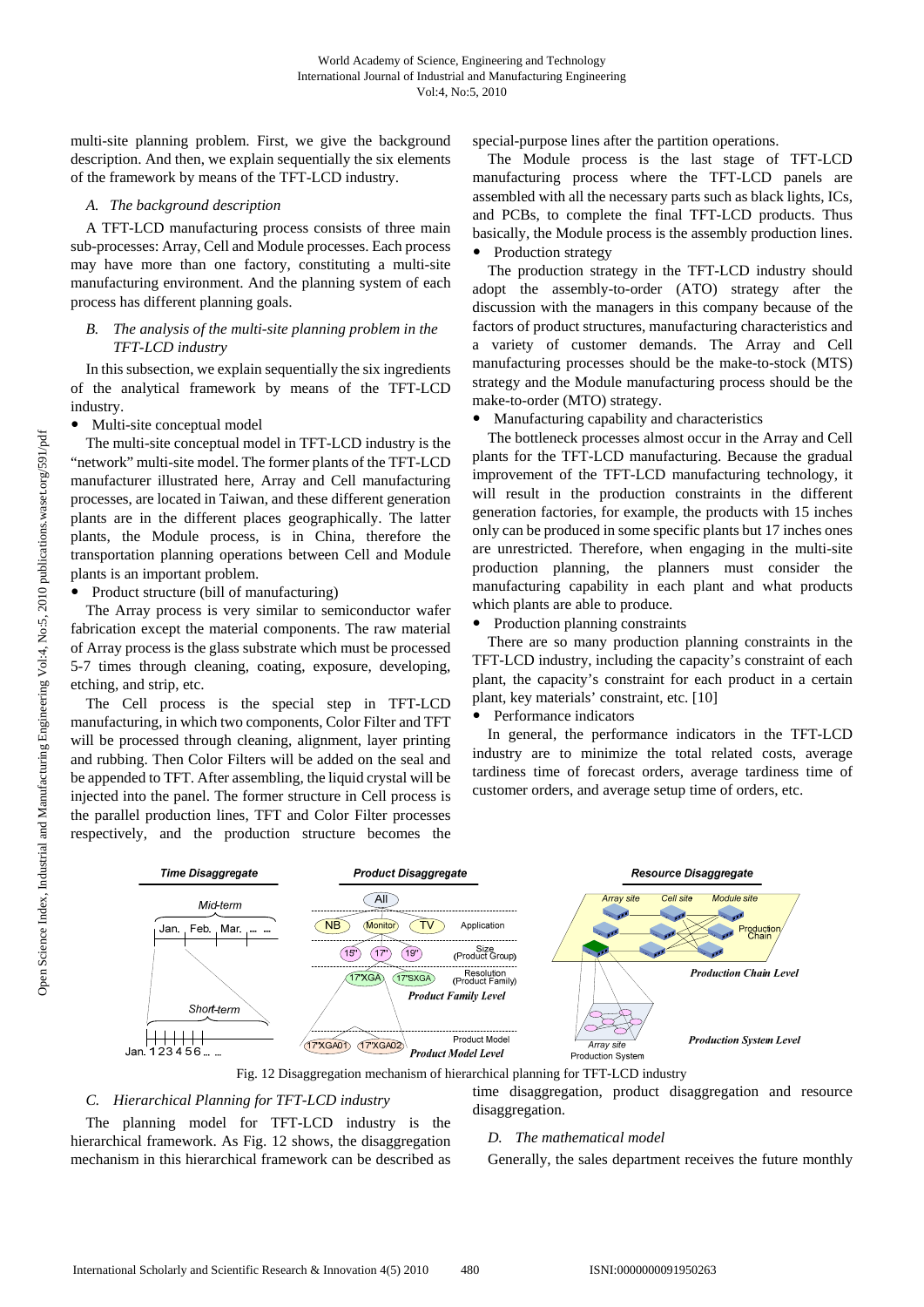multi-site planning problem. First, we give the background description. And then, we explain sequentially the six elements of the framework by means of the TFT-LCD industry.

### *A. The background description*

A TFT-LCD manufacturing process consists of three main sub-processes: Array, Cell and Module processes. Each process may have more than one factory, constituting a multi-site manufacturing environment. And the planning system of each process has different planning goals.

### *B. The analysis of the multi-site planning problem in the TFT-LCD industry*

In this subsection, we explain sequentially the six ingredients of the analytical framework by means of the TFT-LCD industry.

- Multi-site conceptual model

The multi-site conceptual model in TFT-LCD industry is the "network" multi-site model. The former plants of the TFT-LCD manufacturer illustrated here, Array and Cell manufacturing processes, are located in Taiwan, and these different generation plants are in the different places geographically. The latter plants, the Module process, is in China, therefore the transportation planning operations between Cell and Module plants is an important problem.

- Product structure (bill of manufacturing)

The Array process is very similar to semiconductor wafer fabrication except the material components. The raw material of Array process is the glass substrate which must be processed 5-7 times through cleaning, coating, exposure, developing, etching, and strip, etc.

The Cell process is the special step in TFT-LCD manufacturing, in which two components, Color Filter and TFT will be processed through cleaning, alignment, layer printing and rubbing. Then Color Filters will be added on the seal and be appended to TFT. After assembling, the liquid crystal will be injected into the panel. The former structure in Cell process is the parallel production lines, TFT and Color Filter processes respectively, and the production structure becomes the special-purpose lines after the partition operations.

The Module process is the last stage of TFT-LCD manufacturing process where the TFT-LCD panels are assembled with all the necessary parts such as black lights, ICs, and PCBs, to complete the final TFT-LCD products. Thus basically, the Module process is the assembly production lines.

- Production strategy

The production strategy in the TFT-LCD industry should adopt the assembly-to-order (ATO) strategy after the discussion with the managers in this company because of the factors of product structures, manufacturing characteristics and a variety of customer demands. The Array and Cell manufacturing processes should be the make-to-stock (MTS) strategy and the Module manufacturing process should be the make-to-order (MTO) strategy.

- Manufacturing capability and characteristics

The bottleneck processes almost occur in the Array and Cell plants for the TFT-LCD manufacturing. Because the gradual improvement of the TFT-LCD manufacturing technology, it will result in the production constraints in the different generation factories, for example, the products with 15 inches only can be produced in some specific plants but 17 inches ones are unrestricted. Therefore, when engaging in the multi-site production planning, the planners must consider the manufacturing capability in each plant and what products which plants are able to produce.

- Production planning constraints

There are so many production planning constraints in the TFT-LCD industry, including the capacity's constraint of each plant, the capacity's constraint for each product in a certain plant, key materials' constraint, etc. [10]

- Performance indicators

In general, the performance indicators in the TFT-LCD industry are to minimize the total related costs, average tardiness time of forecast orders, average tardiness time of customer orders, and average setup time of orders, etc.

Fig. 12 Disaggregation mechanism of hierarchical planning for TFT-LCD industry

### *C. Hierarchical Planning for TFT-LCD industry*

The planning model for TFT-LCD industry is the hierarchical framework. As Fig. 12 shows, the disaggregation mechanism in this hierarchical framework can be described as time disaggregation, product disaggregation and resource disaggregation.

### *D. The mathematical model*

Generally, the sales department receives the future monthly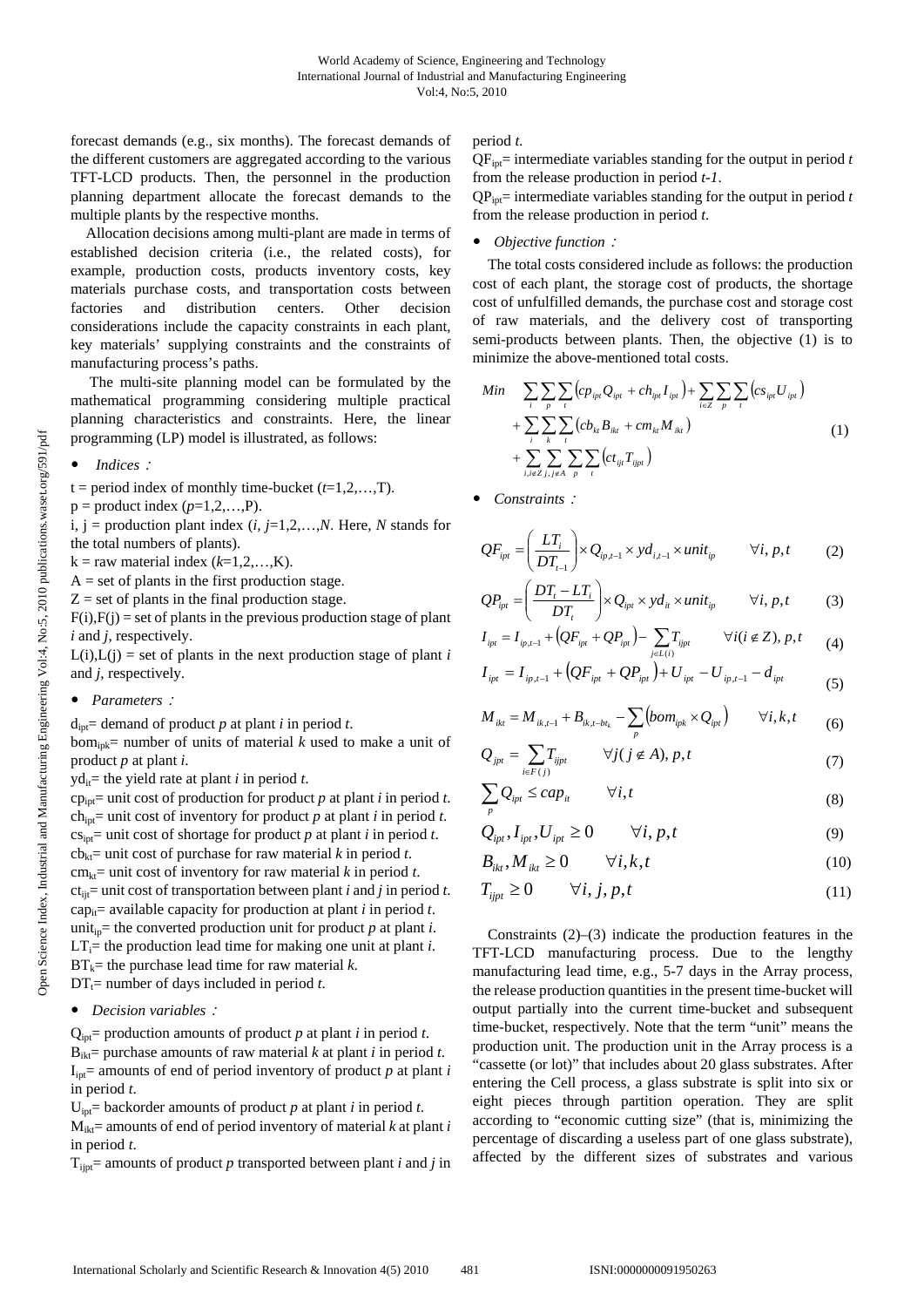forecast demands (e.g., six months). The forecast demands of the different customers are aggregated according to the various TFT-LCD products. Then, the personnel in the production planning department allocate the forecast demands to the multiple plants by the respective months.

Allocation decisions among multi-plant are made in terms of established decision criteria (i.e., the related costs), for example, production costs, products inventory costs, key materials purchase costs, and transportation costs between factories and distribution centers. Other decision considerations include the capacity constraints in each plant, key materials' supplying constraints and the constraints of manufacturing process's paths.

The multi-site planning model can be formulated by the mathematical programming considering multiple practical planning characteristics and constraints. Here, the linear programming (LP) model is illustrated, as follows:

- *Indices*：

t = period index of monthly time-bucket ($t$=1,2,…,T).

p = product index ($p$=1,2,…,P).

i, j = production plant index ($i$, $j$=1,2,…,$N$. Here, $N$ stands for the total numbers of plants).

k = raw material index ($k$=1,2,…,K).

A = set of plants in the first production stage.

Z = set of plants in the final production stage.

F(i),F(j) = set of plants in the previous production stage of plant $i$ and $j$, respectively.

L(i),L(j) = set of plants in the next production stage of plant $i$ and $j$, respectively.

- *Parameters*：

$d_{ipt}$= demand of product $p$ at plant $i$ in period $t$.

$bom_{ipk}$= number of units of material $k$ used to make a unit of product $p$ at plant $i$.

$yd_{it}$= the yield rate at plant $i$ in period $t$.

$cp_{ipt}$= unit cost of production for product $p$ at plant $i$ in period $t$.

$ch_{ipt}$= unit cost of inventory for product $p$ at plant $i$ in period $t$.

$cs_{ipt}$= unit cost of shortage for product $p$ at plant $i$ in period $t$.

$cb_{kt}$= unit cost of purchase for raw material $k$ in period $t$.

$cm_{kt}$= unit cost of inventory for raw material $k$ in period $t$.

$ct_{ijt}$= unit cost of transportation between plant $i$ and $j$ in period $t$.

$cap_{it}$= available capacity for production at plant $i$ in period $t$.

$unit_{ip}$= the converted production unit for product $p$ at plant $i$.

$LT_i$= the production lead time for making one unit at plant $i$.

$BT_k$= the purchase lead time for raw material $k$.

$DT_t$= number of days included in period $t$.

- *Decision variables*：

$Q_{ipt}$= production amounts of product $p$ at plant $i$ in period $t$.

$B_{ikt}$= purchase amounts of raw material $k$ at plant $i$ in period $t$.

$I_{ipt}$= amounts of end of period inventory of product $p$ at plant $i$ in period $t$.

$U_{ipt}$= backorder amounts of product $p$ at plant $i$ in period $t$.

$M_{ikt}$= amounts of end of period inventory of material $k$ at plant $i$ in period $t$.

$T_{ijpt}$= amounts of product $p$ transported between plant $i$ and $j$ in period $t$.

$QF_{ipt}$= intermediate variables standing for the output in period $t$ from the release production in period $t$-$1$.

$QP_{ipt}$= intermediate variables standing for the output in period $t$ from the release production in period $t$.

- *Objective function*：

The total costs considered include as follows: the production cost of each plant, the storage cost of products, the shortage cost of unfulfilled demands, the purchase cost and storage cost of raw materials, and the delivery cost of transporting semi-products between plants. Then, the objective (1) is to minimize the above-mentioned total costs.

$$
\begin{aligned}
Min \quad & \sum_i \sum_p \sum_t \left( cp_{ipt} Q_{ipt} + ch_{ipt} I_{ipt} \right) + \sum_{i \in Z} \sum_p \sum_t \left( cs_{ipt} U_{ipt} \right) \\
& + \sum_i \sum_k \sum_t \left( cb_{kt} B_{ikt} + cm_{kt} M_{ikt} \right) \\
& + \sum_{i, i \notin Z} \sum_{j, j \notin A} \sum_p \sum_t \left( ct_{ijt} T_{ijpt} \right)
\end{aligned} \tag{1}
$$

- *Constraints*：

$$QF_{ipt} = \left( \frac{LT_i}{DT_{t-1}} \right) \times Q_{ip,t-1} \times yd_{i,t-1} \times unit_{ip} \qquad \forall i, p, t \tag{2}$$

$$QP_{ipt} = \left( \frac{DT_t - LT_i}{DT_t} \right) \times Q_{ipt} \times yd_{it} \times unit_{ip} \qquad \forall i, p, t \tag{3}$$

$$I_{ipt} = I_{ip,t-1} + \left( QF_{ipt} + QP_{ipt} \right) - \sum_{j \in L(i)} T_{ijpt} \qquad \forall i (i \notin Z), p, t \tag{4}$$

$$I_{ipt} = I_{ip,t-1} + \left( QF_{ipt} + QP_{ipt} \right) + U_{ipt} - U_{ip,t-1} - d_{ipt} \tag{5}$$

$$M_{ikt} = M_{ik,t-1} + B_{ik,t-bt_k} - \sum_p \left( bom_{ipk} \times Q_{ipt} \right) \qquad \forall i, k, t \tag{6}$$

$$Q_{jpt} = \sum_{i \in F(j)} T_{ijpt} \qquad \forall j (j \notin A), p, t \tag{7}$$

$$\sum_p Q_{ipt} \le cap_{it} \qquad \forall i, t \tag{8}$$

$$Q_{ipt}, I_{ipt}, U_{ipt} \ge 0 \qquad \forall i, p, t \tag{9}$$

$$B_{ikt}, M_{ikt} \ge 0 \qquad \forall i, k, t \tag{10}$$

$$T_{ijpt} \ge 0 \qquad \forall i, j, p, t \tag{11}$$

Constraints (2)–(3) indicate the production features in the TFT-LCD manufacturing process. Due to the lengthy manufacturing lead time, e.g., 5-7 days in the Array process, the release production quantities in the present time-bucket will output partially into the current time-bucket and subsequent time-bucket, respectively. Note that the term "unit" means the production unit. The production unit in the Array process is a "cassette (or lot)" that includes about 20 glass substrates. After entering the Cell process, a glass substrate is split into six or eight pieces through partition operation. They are split according to "economic cutting size" (that is, minimizing the percentage of discarding a useless part of one glass substrate), affected by the different sizes of substrates and various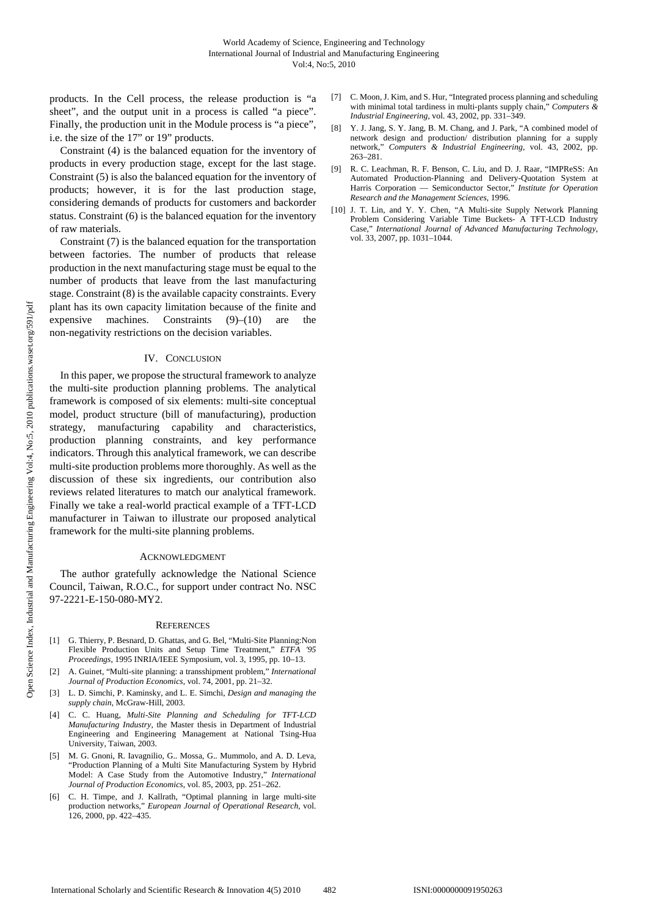products. In the Cell process, the release production is "a sheet", and the output unit in a process is called "a piece". Finally, the production unit in the Module process is "a piece", i.e. the size of the 17" or 19" products.

Constraint (4) is the balanced equation for the inventory of products in every production stage, except for the last stage. Constraint (5) is also the balanced equation for the inventory of products; however, it is for the last production stage, considering demands of products for customers and backorder status. Constraint (6) is the balanced equation for the inventory of raw materials.

Constraint (7) is the balanced equation for the transportation between factories. The number of products that release production in the next manufacturing stage must be equal to the number of products that leave from the last manufacturing stage. Constraint (8) is the available capacity constraints. Every plant has its own capacity limitation because of the finite and expensive machines. Constraints (9)–(10) are the non-negativity restrictions on the decision variables.

## IV. Conclusion

In this paper, we propose the structural framework to analyze the multi-site production planning problems. The analytical framework is composed of six elements: multi-site conceptual model, product structure (bill of manufacturing), production strategy, manufacturing capability and characteristics, production planning constraints, and key performance indicators. Through this analytical framework, we can describe multi-site production problems more thoroughly. As well as the discussion of these six ingredients, our contribution also reviews related literatures to match our analytical framework. Finally we take a real-world practical example of a TFT-LCD manufacturer in Taiwan to illustrate our proposed analytical framework for the multi-site planning problems.

## Acknowledgment

The author gratefully acknowledge the National Science Council, Taiwan, R.O.C., for support under contract No. NSC 97-2221-E-150-080-MY2.

## References

[1] G. Thierry, P. Besnard, D. Ghattas, and G. Bel, "Multi-Site Planning:Non Flexible Production Units and Setup Time Treatment," *ETFA '95 Proceedings*, 1995 INRIA/IEEE Symposium, vol. 3, 1995, pp. 10–13.

[2] A. Guinet, "Multi-site planning: a transshipment problem," *International Journal of Production Economics*, vol. 74, 2001, pp. 21–32.

[3] L. D. Simchi, P. Kaminsky, and L. E. Simchi, *Design and managing the supply chain*, McGraw-Hill, 2003.

[4] C. C. Huang, *Multi-Site Planning and Scheduling for TFT-LCD Manufacturing Industry*, the Master thesis in Department of Industrial Engineering and Engineering Management at National Tsing-Hua University, Taiwan, 2003.

[5] M. G. Gnoni, R. Iavagnilio, G.. Mossa, G.. Mummolo, and A. D. Leva, "Production Planning of a Multi Site Manufacturing System by Hybrid Model: A Case Study from the Automotive Industry," *International Journal of Production Economics*, vol. 85, 2003, pp. 251–262.

[6] C. H. Timpe, and J. Kallrath, "Optimal planning in large multi-site production networks," *European Journal of Operational Research*, vol. 126, 2000, pp. 422–435.

[7] C. Moon, J. Kim, and S. Hur, "Integrated process planning and scheduling with minimal total tardiness in multi-plants supply chain," *Computers & Industrial Engineering*, vol. 43, 2002, pp. 331–349.

[8] Y. J. Jang, S. Y. Jang, B. M. Chang, and J. Park, "A combined model of network design and production/ distribution planning for a supply network," *Computers & Industrial Engineering*, vol. 43, 2002, pp. 263–281.

[9] R. C. Leachman, R. F. Benson, C. Liu, and D. J. Raar, "IMPReSS: An Automated Production-Planning and Delivery-Quotation System at Harris Corporation — Semiconductor Sector," *Institute for Operation Research and the Management Sciences*, 1996.

[10] J. T. Lin, and Y. Y. Chen, "A Multi-site Supply Network Planning Problem Considering Variable Time Buckets- A TFT-LCD Industry Case," *International Journal of Advanced Manufacturing Technology*, vol. 33, 2007, pp. 1031–1044.